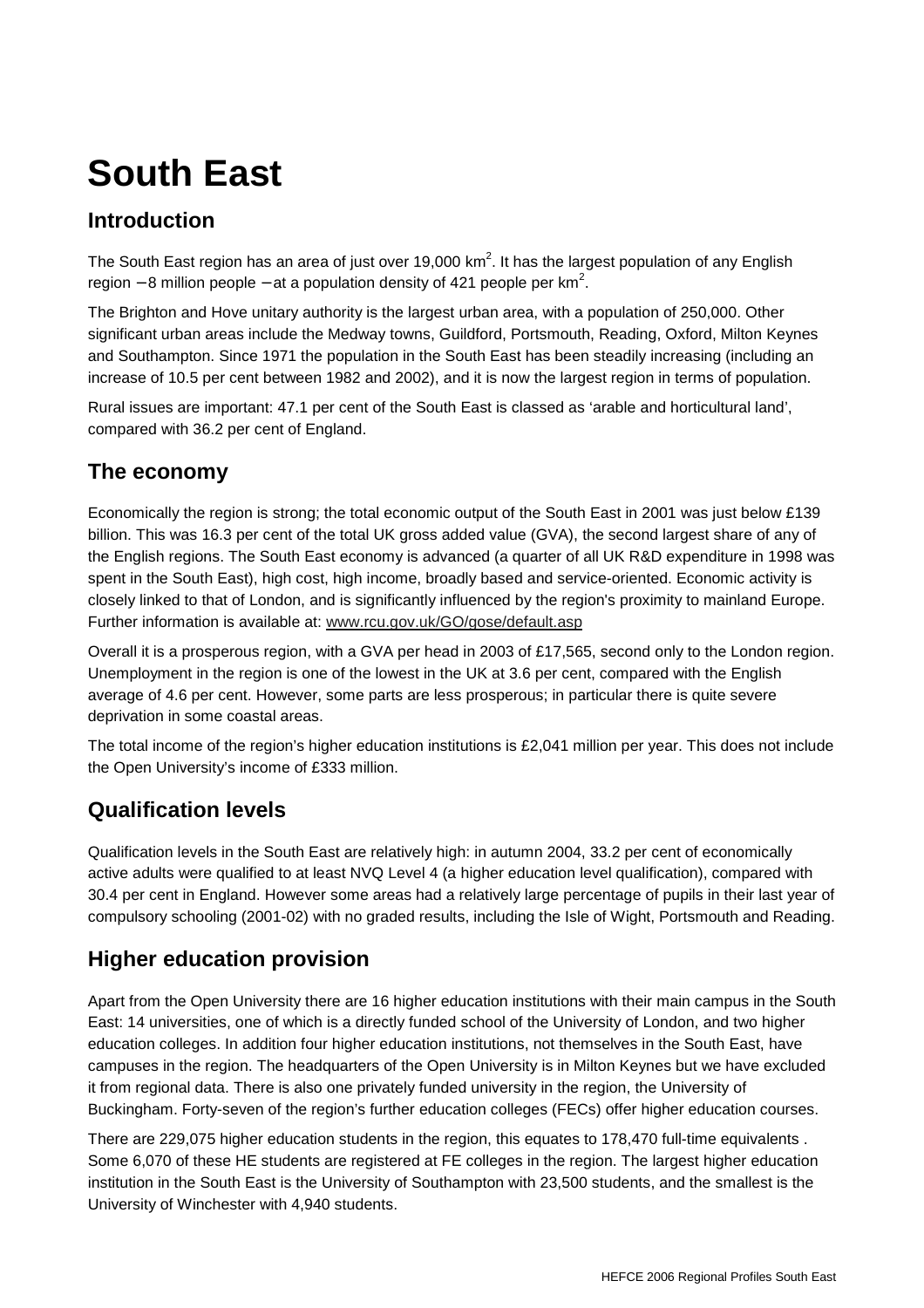# South East

## Introduction

The South East region has an area of just over 19,000 $km^2$. It has the largest population of any English region – 8 million people – at a population density of 421 people per $km^2$.

The Brighton and Hove unitary authority is the largest urban area, with a population of 250,000. Other significant urban areas include the Medway towns, Guildford, Portsmouth, Reading, Oxford, Milton Keynes and Southampton. Since 1971 the population in the South East has been steadily increasing (including an increase of 10.5 per cent between 1982 and 2002), and it is now the largest region in terms of population.

Rural issues are important: 47.1 per cent of the South East is classed as 'arable and horticultural land', compared with 36.2 per cent of England.

## The economy

Economically the region is strong; the total economic output of the South East in 2001 was just below £139 billion. This was 16.3 per cent of the total UK gross added value (GVA), the second largest share of any of the English regions. The South East economy is advanced (a quarter of all UK R&D expenditure in 1998 was spent in the South East), high cost, high income, broadly based and service-oriented. Economic activity is closely linked to that of London, and is significantly influenced by the region's proximity to mainland Europe. Further information is available at: www.rcu.gov.uk/GO/gose/default.asp

Overall it is a prosperous region, with a GVA per head in 2003 of £17,565, second only to the London region. Unemployment in the region is one of the lowest in the UK at 3.6 per cent, compared with the English average of 4.6 per cent. However, some parts are less prosperous; in particular there is quite severe deprivation in some coastal areas.

The total income of the region's higher education institutions is £2,041 million per year. This does not include the Open University's income of £333 million.

## Qualification levels

Qualification levels in the South East are relatively high: in autumn 2004, 33.2 per cent of economically active adults were qualified to at least NVQ Level 4 (a higher education level qualification), compared with 30.4 per cent in England. However some areas had a relatively large percentage of pupils in their last year of compulsory schooling (2001-02) with no graded results, including the Isle of Wight, Portsmouth and Reading.

## Higher education provision

Apart from the Open University there are 16 higher education institutions with their main campus in the South East: 14 universities, one of which is a directly funded school of the University of London, and two higher education colleges. In addition four higher education institutions, not themselves in the South East, have campuses in the region. The headquarters of the Open University is in Milton Keynes but we have excluded it from regional data. There is also one privately funded university in the region, the University of Buckingham. Forty-seven of the region's further education colleges (FECs) offer higher education courses.

There are 229,075 higher education students in the region, this equates to 178,470 full-time equivalents . Some 6,070 of these HE students are registered at FE colleges in the region. The largest higher education institution in the South East is the University of Southampton with 23,500 students, and the smallest is the University of Winchester with 4,940 students.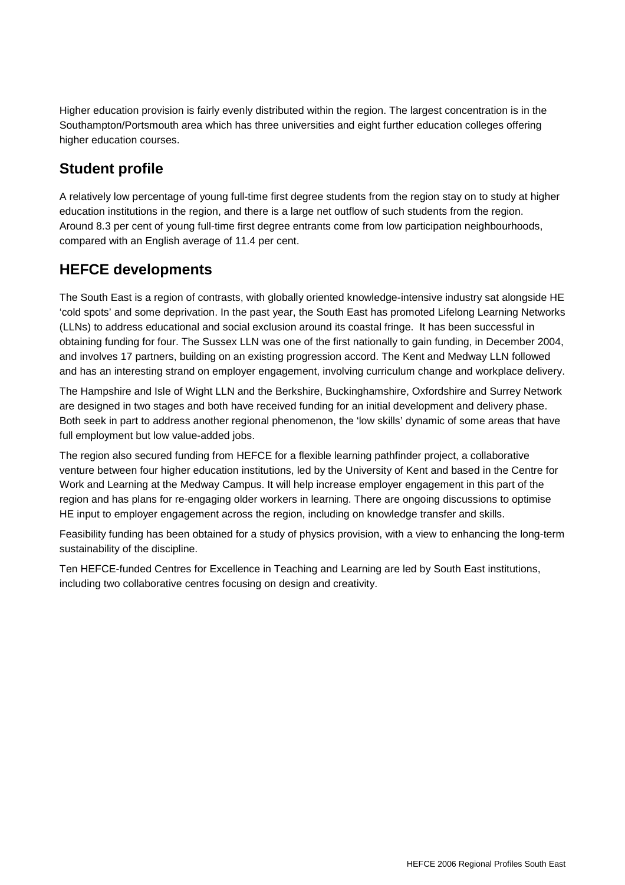Higher education provision is fairly evenly distributed within the region. The largest concentration is in the Southampton/Portsmouth area which has three universities and eight further education colleges offering higher education courses.

## Student profile

A relatively low percentage of young full-time first degree students from the region stay on to study at higher education institutions in the region, and there is a large net outflow of such students from the region. Around 8.3 per cent of young full-time first degree entrants come from low participation neighbourhoods, compared with an English average of 11.4 per cent.

## HEFCE developments

The South East is a region of contrasts, with globally oriented knowledge-intensive industry sat alongside HE 'cold spots' and some deprivation. In the past year, the South East has promoted Lifelong Learning Networks (LLNs) to address educational and social exclusion around its coastal fringe. It has been successful in obtaining funding for four. The Sussex LLN was one of the first nationally to gain funding, in December 2004, and involves 17 partners, building on an existing progression accord. The Kent and Medway LLN followed and has an interesting strand on employer engagement, involving curriculum change and workplace delivery.

The Hampshire and Isle of Wight LLN and the Berkshire, Buckinghamshire, Oxfordshire and Surrey Network are designed in two stages and both have received funding for an initial development and delivery phase. Both seek in part to address another regional phenomenon, the 'low skills' dynamic of some areas that have full employment but low value-added jobs.

The region also secured funding from HEFCE for a flexible learning pathfinder project, a collaborative venture between four higher education institutions, led by the University of Kent and based in the Centre for Work and Learning at the Medway Campus. It will help increase employer engagement in this part of the region and has plans for re-engaging older workers in learning. There are ongoing discussions to optimise HE input to employer engagement across the region, including on knowledge transfer and skills.

Feasibility funding has been obtained for a study of physics provision, with a view to enhancing the long-term sustainability of the discipline.

Ten HEFCE-funded Centres for Excellence in Teaching and Learning are led by South East institutions, including two collaborative centres focusing on design and creativity.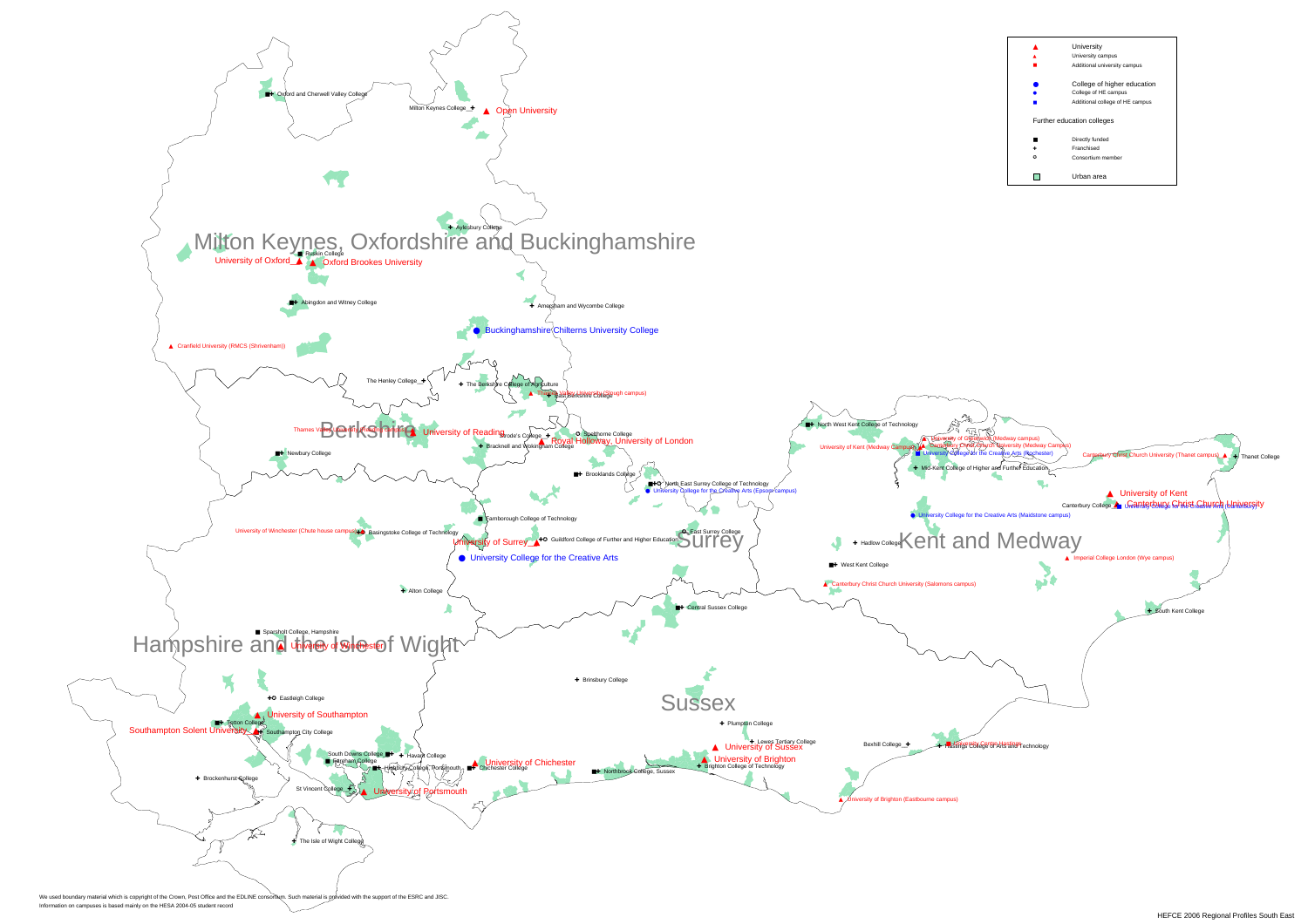**Legend**

- University
- University campus
- Additional university campus
- College of higher education
- College of HE campus
- Additional college of HE campus

Further education colleges

- Directly funded
- Franchised
- Consortium member
- Urban area

## Milton Keynes, Oxfordshire and Buckinghamshire

Oxford and Cherwell Valley College
Milton Keynes College
Open University
Aylesbury College
Ruskin College
University of Oxford
Oxford Brookes University
Abingdon and Witney College
Amersham and Wycombe College
Buckinghamshire Chilterns University College
Cranfield University (RMCS (Shrivenham))

## Berkshire

The Henley College
The Berkshire College of Agriculture
Thames Valley University (Slough campus)
East Berkshire College
Thames Valley University (Reading campus)
University of Reading
Brodie's College
Spelthorne College
Bracknell and Wokingham College
Royal Holloway, University of London
Newbury College

## Surrey

Brooklands College
North East Surrey College of Technology
University College for the Creative Arts (Epsom campus)
Farnborough College of Technology
University of Surrey
Guildford College of Further and Higher Education
East Surrey College
University College for the Creative Arts

## Kent and Medway

North West Kent College of Technology
University of Greenwich (Medway campus)
University of Kent (Medway Campus)
Canterbury Christ Church University (Medway Campus)
University College for the Creative Arts (Rochester)
Mid-Kent College of Higher and Further Education
Canterbury Christ Church University (Thanet campus)
Thanet College
University of Kent
Canterbury College
Canterbury Christ Church University
University College for the Creative Arts (Canterbury)
University College for the Creative Arts (Maidstone campus)
Hadlow College
West Kent College
Imperial College London (Wye campus)
Canterbury Christ Church University (Salomons campus)
South Kent College

## Hampshire and the Isle of Wight

University of Winchester (Chute house campus)
Basingstoke College of Technology
Alton College
Sparsholt College, Hampshire
University of Winchester
Eastleigh College
University of Southampton
Totton College
Southampton Solent University
Southampton City College
South Downs College
Fareham College
Havant College
Highbury College, Portsmouth
Brockenhurst College
St Vincent College
University of Portsmouth
The Isle of Wight College

## Sussex

Central Sussex College
Brinsbury College
Plumpton College
Lewes Tertiary College
University of Sussex
University of Brighton
Brighton College of Technology
University of Chichester
Chichester College
Northbrook College, Sussex
Bexhill College
Hastings College of Arts and Technology
University Centre Hastings
University of Brighton (Eastbourne campus)

We used boundary material which is copyright of the Crown, Post Office and the EDLINE consortium. Such material is provided with the support of the ESRC and JISC.
Information on campuses is based mainly on the HESA 2004-05 student record

HEFCE 2006 Regional Profiles South East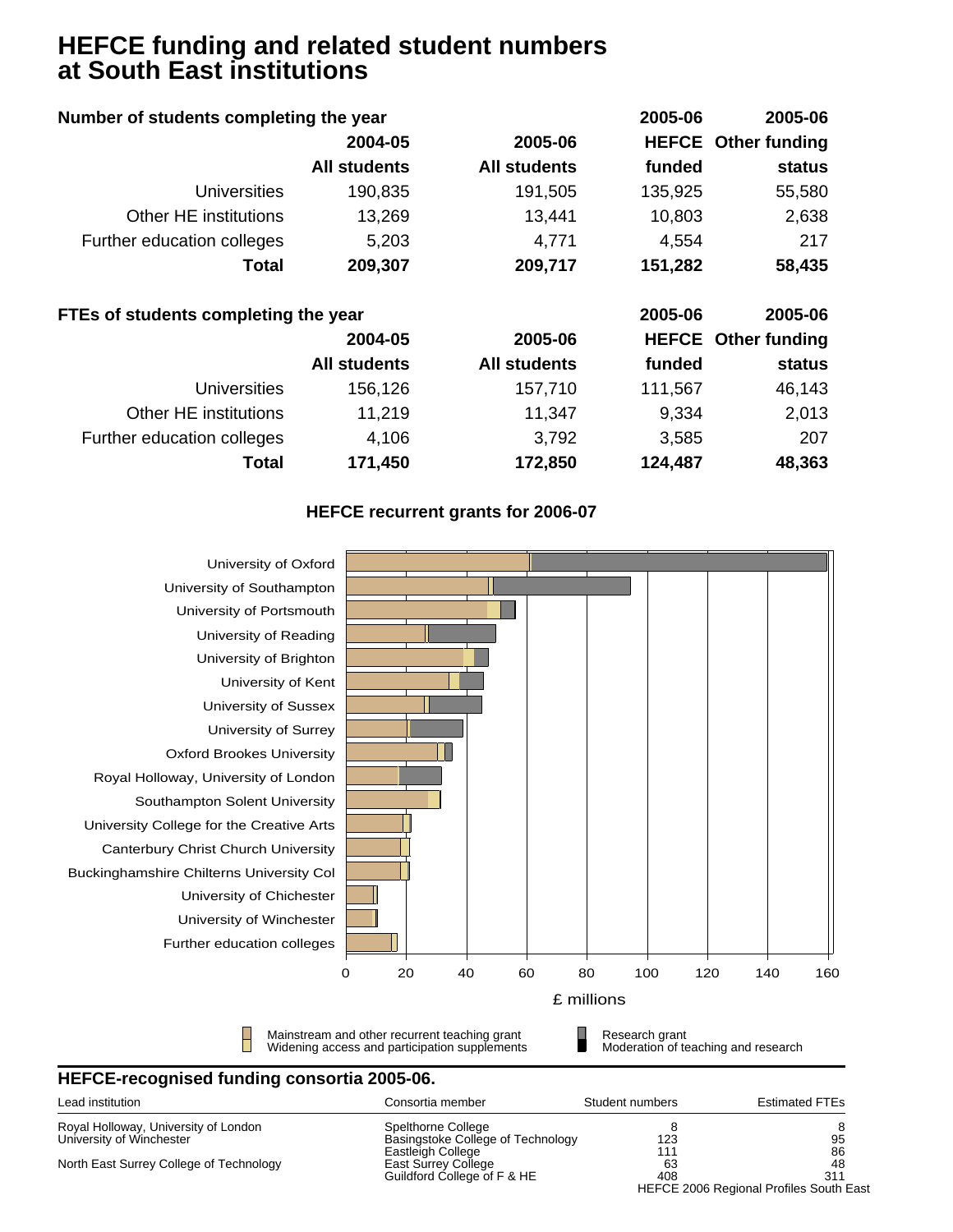# HEFCE funding and related student numbers at South East institutions

| Number of students completing the year | 2004-05 All students | 2005-06 All students | 2005-06 HEFCE funded | 2005-06 Other funding status |
|---|---|---|---|---|
| Universities | 190,835 | 191,505 | 135,925 | 55,580 |
| Other HE institutions | 13,269 | 13,441 | 10,803 | 2,638 |
| Further education colleges | 5,203 | 4,771 | 4,554 | 217 |
| **Total** | **209,307** | **209,717** | **151,282** | **58,435** |

| FTEs of students completing the year | 2004-05 All students | 2005-06 All students | 2005-06 HEFCE funded | 2005-06 Other funding status |
|---|---|---|---|---|
| Universities | 156,126 | 157,710 | 111,567 | 46,143 |
| Other HE institutions | 11,219 | 11,347 | 9,334 | 2,013 |
| Further education colleges | 4,106 | 3,792 | 3,585 | 207 |
| **Total** | **171,450** | **172,850** | **124,487** | **48,363** |

**HEFCE recurrent grants for 2006-07**

University of Oxford
University of Southampton
University of Portsmouth
University of Reading
University of Brighton
University of Kent
University of Sussex
University of Surrey
Oxford Brookes University
Royal Holloway, University of London
Southampton Solent University
University College for the Creative Arts
Canterbury Christ Church University
Buckinghamshire Chilterns University Col
University of Chichester
University of Winchester
Further education colleges

0 20 40 60 80 100 120 140 160

£ millions

Mainstream and other recurrent teaching grant
Widening access and participation supplements
Research grant
Moderation of teaching and research

## HEFCE-recognised funding consortia 2005-06.

| Lead institution | Consortia member | Student numbers | Estimated FTEs |
|---|---|---|---|
| Royal Holloway, University of London | Spelthorne College | 8 | 8 |
| University of Winchester | Basingstoke College of Technology | 123 | 95 |
| | Eastleigh College | 111 | 86 |
| North East Surrey College of Technology | East Surrey College | 63 | 48 |
| | Guildford College of F & HE | 408 | 311 |

HEFCE 2006 Regional Profiles South East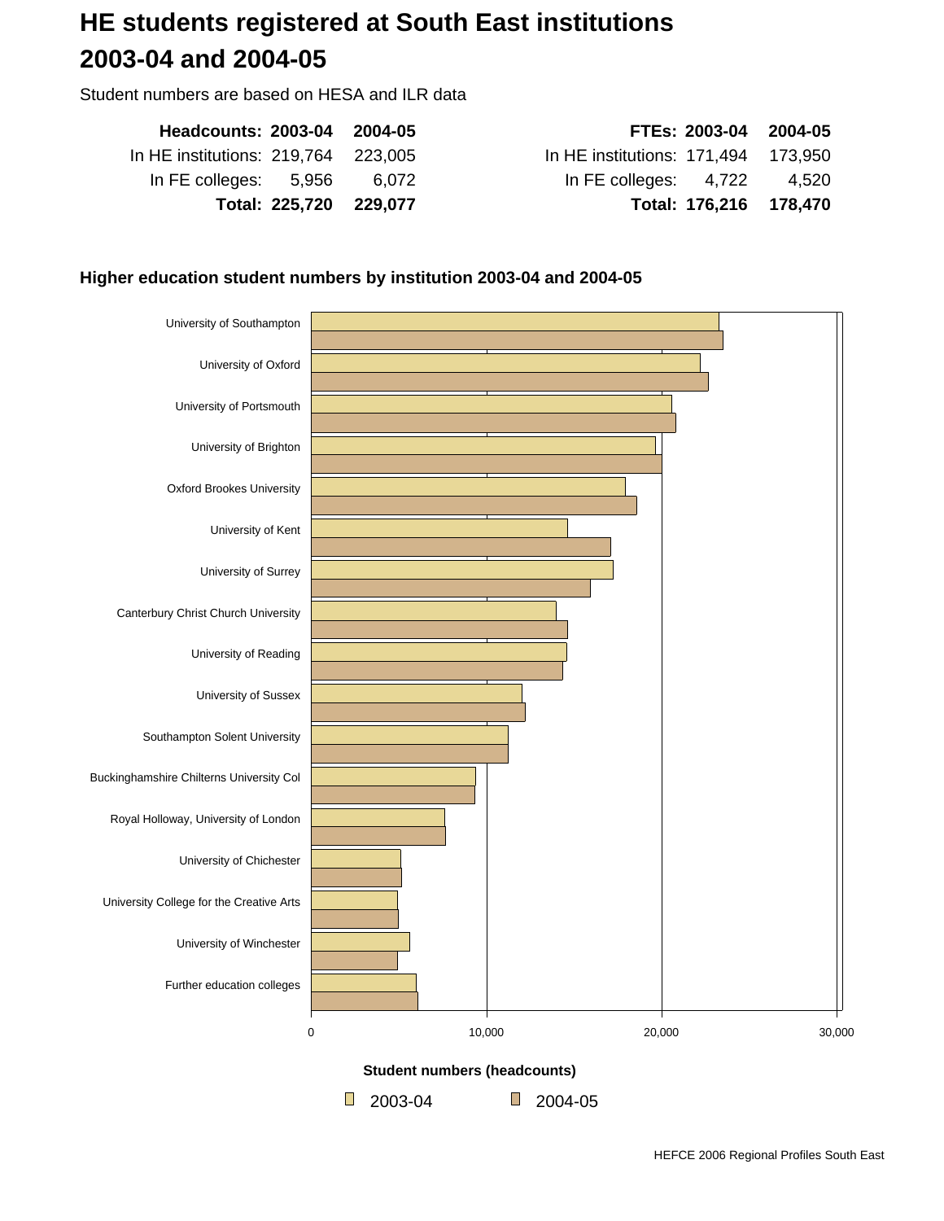# HE students registered at South East institutions 2003-04 and 2004-05

Student numbers are based on HESA and ILR data

| Headcounts: | 2003-04 | 2004-05 |
|---|---|---|
| In HE institutions: | 219,764 | 223,005 |
| In FE colleges: | 5,956 | 6,072 |
| **Total:** | **225,720** | **229,077** |

| FTEs: | 2003-04 | 2004-05 |
|---|---|---|
| In HE institutions: | 171,494 | 173,950 |
| In FE colleges: | 4,722 | 4,520 |
| **Total:** | **176,216** | **178,470** |

### Higher education student numbers by institution 2003-04 and 2004-05

University of Southampton
University of Oxford
University of Portsmouth
University of Brighton
Oxford Brookes University
University of Kent
University of Surrey
Canterbury Christ Church University
University of Reading
University of Sussex
Southampton Solent University
Buckinghamshire Chilterns University Col
Royal Holloway, University of London
University of Chichester
University College for the Creative Arts
University of Winchester
Further education colleges

0 | 10,000 | 20,000 | 30,000

**Student numbers (headcounts)**

2003-04 | 2004-05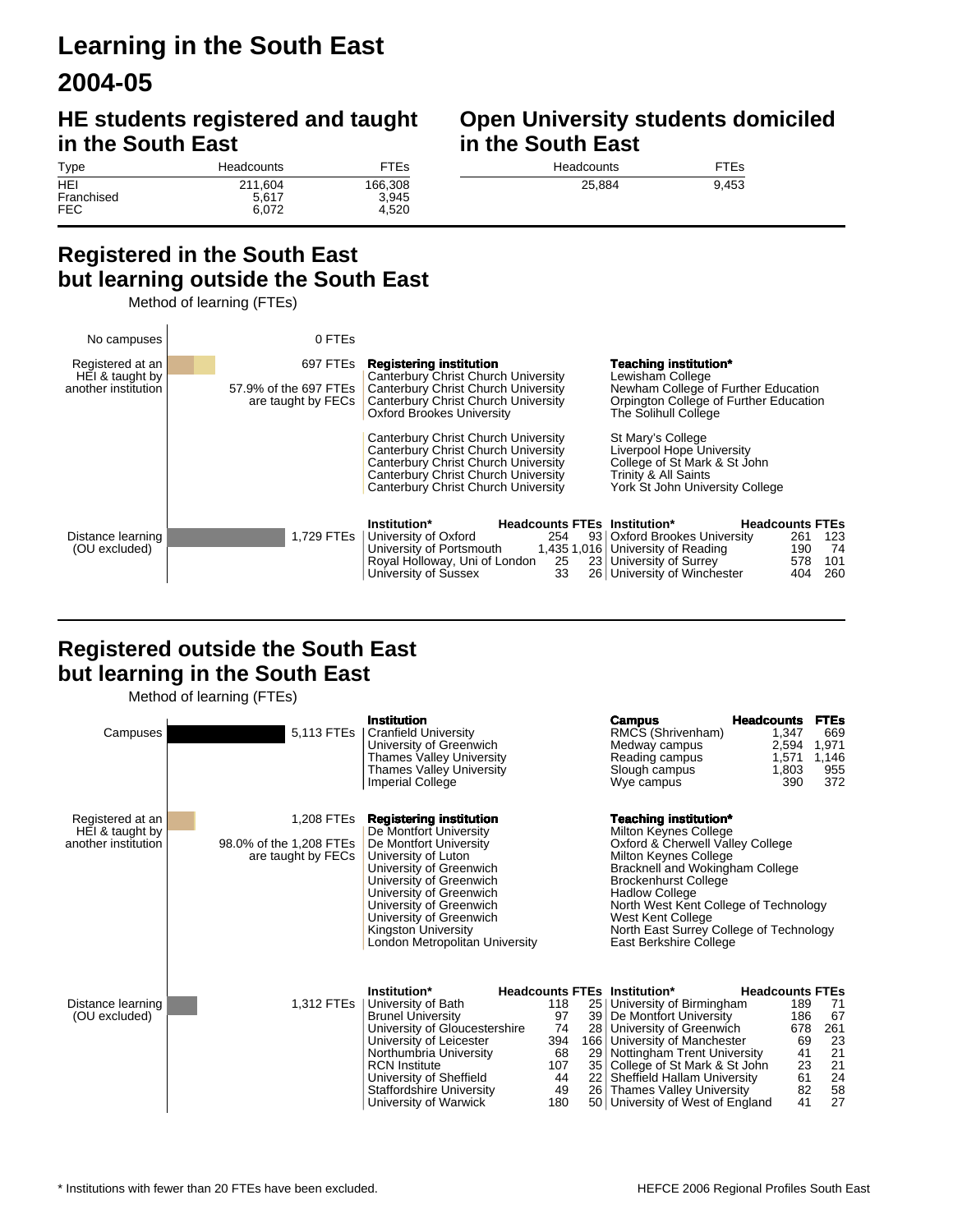# Learning in the South East

# 2004-05

## HE students registered and taught in the South East

| Type | Headcounts | FTEs |
|---|---|---|
| HEI | 211,604 | 166,308 |
| Franchised | 5,617 | 3,945 |
| FEC | 6,072 | 4,520 |

## Open University students domiciled in the South East

| Headcounts | FTEs |
|---|---|
| 25,884 | 9,453 |

## Registered in the South East but learning outside the South East

Method of learning (FTEs)

**No campuses:** 0 FTEs

**Registered at an HEI & taught by another institution:** 697 FTEs

57.9% of the 697 FTEs are taught by FECs

| Registering institution | Teaching institution* |
|---|---|
| Canterbury Christ Church University | Lewisham College |
| Canterbury Christ Church University | Newham College of Further Education |
| Canterbury Christ Church University | Orpington College of Further Education |
| Oxford Brookes University | The Solihull College |
| Canterbury Christ Church University | St Mary's College |
| Canterbury Christ Church University | Liverpool Hope University |
| Canterbury Christ Church University | College of St Mark & St John |
| Canterbury Christ Church University | Trinity & All Saints |
| Canterbury Christ Church University | York St John University College |

**Distance learning (OU excluded):** 1,729 FTEs

| Institution* | Headcounts | FTEs | Institution* | Headcounts | FTEs |
|---|---|---|---|---|---|
| University of Oxford | 254 | 93 | Oxford Brookes University | 261 | 123 |
| University of Portsmouth | 1,435 | 1,016 | University of Reading | 190 | 74 |
| Royal Holloway, Uni of London | 25 | 23 | University of Surrey | 578 | 101 |
| University of Sussex | 33 | 26 | University of Winchester | 404 | 260 |

## Registered outside the South East but learning in the South East

Method of learning (FTEs)

**Campuses:** 5,113 FTEs

| Institution | Campus | Headcounts | FTEs |
|---|---|---|---|
| Cranfield University | RMCS (Shrivenham) | 1,347 | 669 |
| University of Greenwich | Medway campus | 2,594 | 1,971 |
| Thames Valley University | Reading campus | 1,571 | 1,146 |
| Thames Valley University | Slough campus | 1,803 | 955 |
| Imperial College | Wye campus | 390 | 372 |

**Registered at an HEI & taught by another institution:** 1,208 FTEs

98.0% of the 1,208 FTEs are taught by FECs

| Registering institution | Teaching institution* |
|---|---|
| De Montfort University | Milton Keynes College |
| De Montfort University | Oxford & Cherwell Valley College |
| University of Luton | Milton Keynes College |
| University of Greenwich | Bracknell and Wokingham College |
| University of Greenwich | Brockenhurst College |
| University of Greenwich | Hadlow College |
| University of Greenwich | North West Kent College of Technology |
| University of Greenwich | West Kent College |
| Kingston University | North East Surrey College of Technology |
| London Metropolitan University | East Berkshire College |

**Distance learning (OU excluded):** 1,312 FTEs

| Institution* | Headcounts | FTEs | Institution* | Headcounts | FTEs |
|---|---|---|---|---|---|
| University of Bath | 118 | 25 | University of Birmingham | 189 | 71 |
| Brunel University | 97 | 39 | De Montfort University | 186 | 67 |
| University of Gloucestershire | 74 | 28 | University of Greenwich | 678 | 261 |
| University of Leicester | 394 | 166 | University of Manchester | 69 | 23 |
| Northumbria University | 68 | 29 | Nottingham Trent University | 41 | 21 |
| RCN Institute | 107 | 35 | College of St Mark & St John | 23 | 21 |
| University of Sheffield | 44 | 22 | Sheffield Hallam University | 61 | 24 |
| Staffordshire University | 49 | 26 | Thames Valley University | 82 | 58 |
| University of Warwick | 180 | 50 | University of West of England | 41 | 27 |

\* Institutions with fewer than 20 FTEs have been excluded.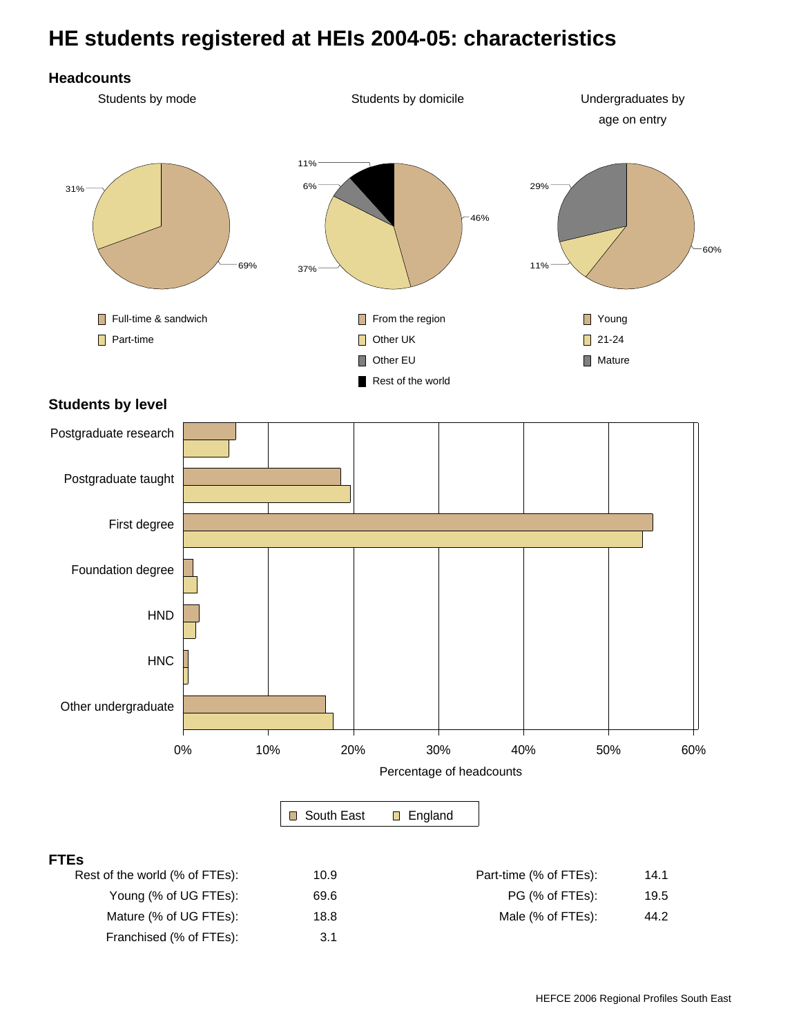# HE students registered at HEIs 2004-05: characteristics

## Headcounts

Students by mode

- Full-time & sandwich: 69%
- Part-time: 31%

Students by domicile

- From the region: 46%
- Other UK: 37%
- Other EU: 6%
- Rest of the world: 11%

Undergraduates by age on entry

- Young: 60%
- 21-24: 11%
- Mature: 29%

## Students by level

Percentage of headcounts (South East, England)

- Postgraduate research
- Postgraduate taught
- First degree
- Foundation degree
- HND
- HNC
- Other undergraduate

## FTEs

| | | | |
|---|---|---|---|
| Rest of the world (% of FTEs): | 10.9 | Part-time (% of FTEs): | 14.1 |
| Young (% of UG FTEs): | 69.6 | PG (% of FTEs): | 19.5 |
| Mature (% of UG FTEs): | 18.8 | Male (% of FTEs): | 44.2 |
| Franchised (% of FTEs): | 3.1 | | |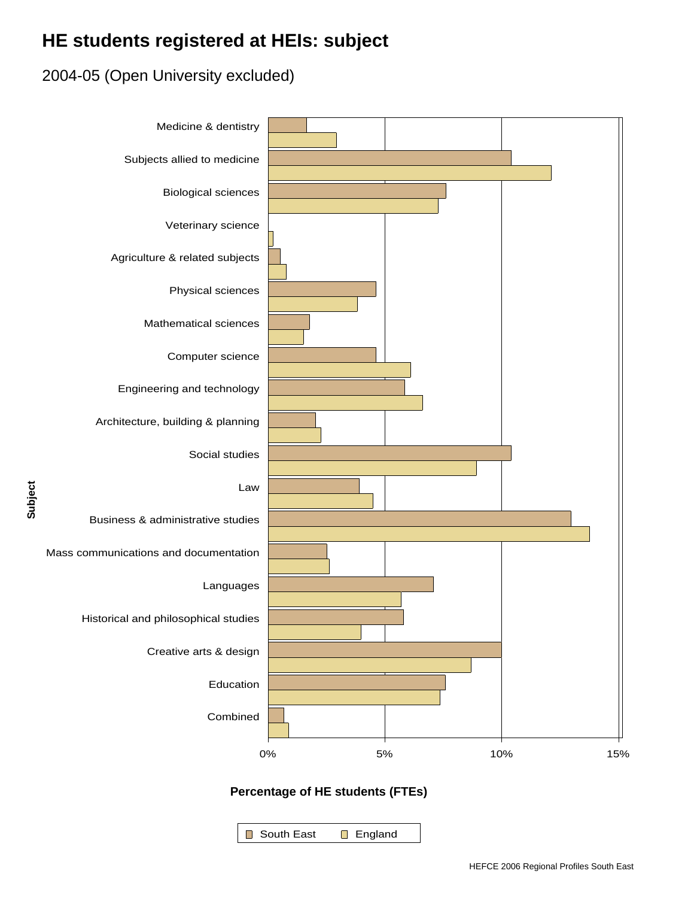# HE students registered at HEIs: subject

2004-05 (Open University excluded)

Subject

Medicine & dentistry

Subjects allied to medicine

Biological sciences

Veterinary science

Agriculture & related subjects

Physical sciences

Mathematical sciences

Computer science

Engineering and technology

Architecture, building & planning

Social studies

Law

Business & administrative studies

Mass communications and documentation

Languages

Historical and philosophical studies

Creative arts & design

Education

Combined

0% 5% 10% 15%

**Percentage of HE students (FTEs)**

South East England

HEFCE 2006 Regional Profiles South East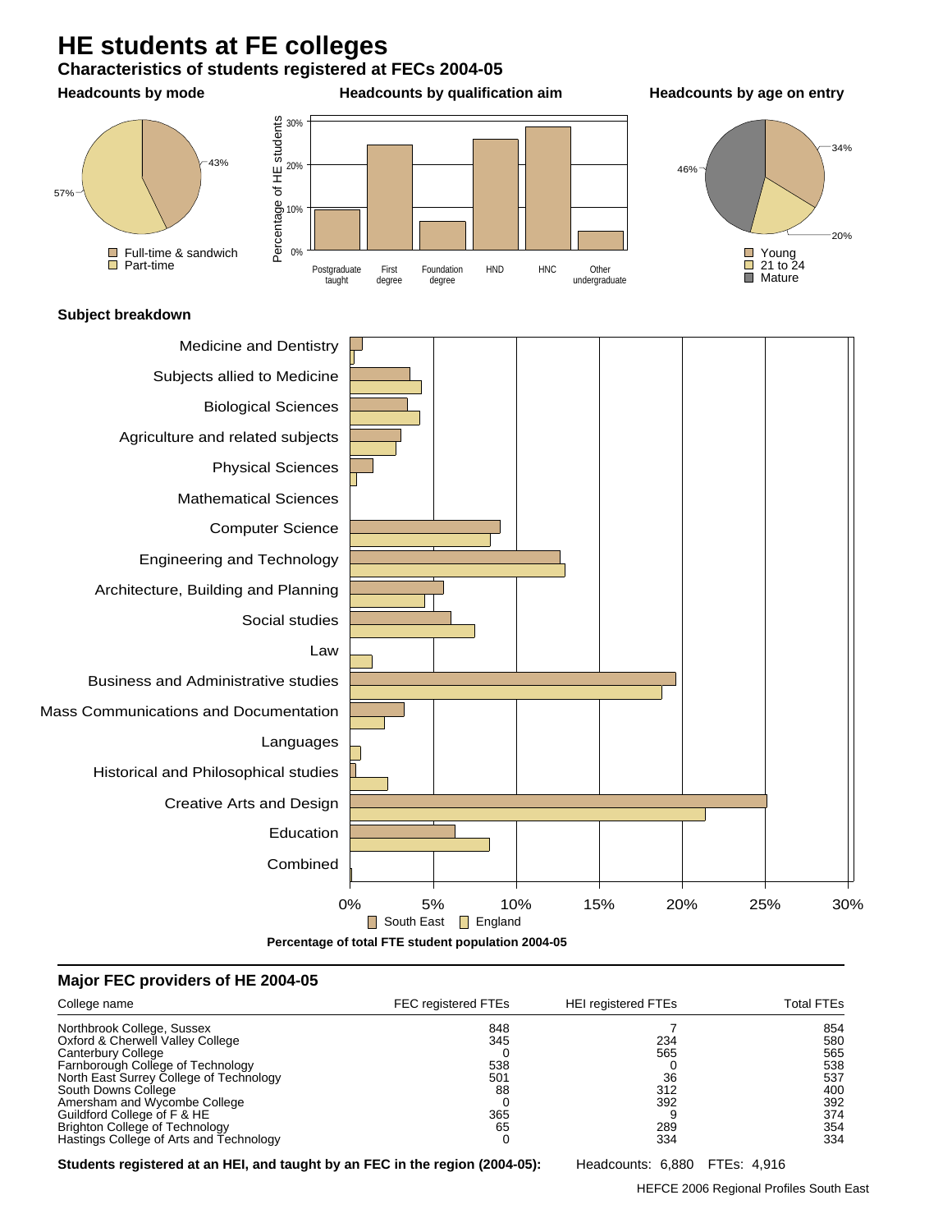# HE students at FE colleges

## Characteristics of students registered at FECs 2004-05

### Headcounts by mode

- Full-time & sandwich: 43%
- Part-time: 57%

### Headcounts by qualification aim

Percentage of HE students: Postgraduate taught, First degree, Foundation degree, HND, HNC, Other undergraduate

### Headcounts by age on entry

- Young: 34%
- 21 to 24: 20%
- Mature: 46%

### Subject breakdown

Subjects: Medicine and Dentistry; Subjects allied to Medicine; Biological Sciences; Agriculture and related subjects; Physical Sciences; Mathematical Sciences; Computer Science; Engineering and Technology; Architecture, Building and Planning; Social studies; Law; Business and Administrative studies; Mass Communications and Documentation; Languages; Historical and Philosophical studies; Creative Arts and Design; Education; Combined

South East / England

**Percentage of total FTE student population 2004-05**

## Major FEC providers of HE 2004-05

| College name | FEC registered FTEs | HEI registered FTEs | Total FTEs |
|---|---|---|---|
| Northbrook College, Sussex | 848 | 7 | 854 |
| Oxford & Cherwell Valley College | 345 | 234 | 580 |
| Canterbury College | 0 | 565 | 565 |
| Farnborough College of Technology | 538 | 0 | 538 |
| North East Surrey College of Technology | 501 | 36 | 537 |
| South Downs College | 88 | 312 | 400 |
| Amersham and Wycombe College | 0 | 392 | 392 |
| Guildford College of F & HE | 365 | 9 | 374 |
| Brighton College of Technology | 65 | 289 | 354 |
| Hastings College of Arts and Technology | 0 | 334 | 334 |

**Students registered at an HEI, and taught by an FEC in the region (2004-05):** Headcounts: 6,880 FTEs: 4,916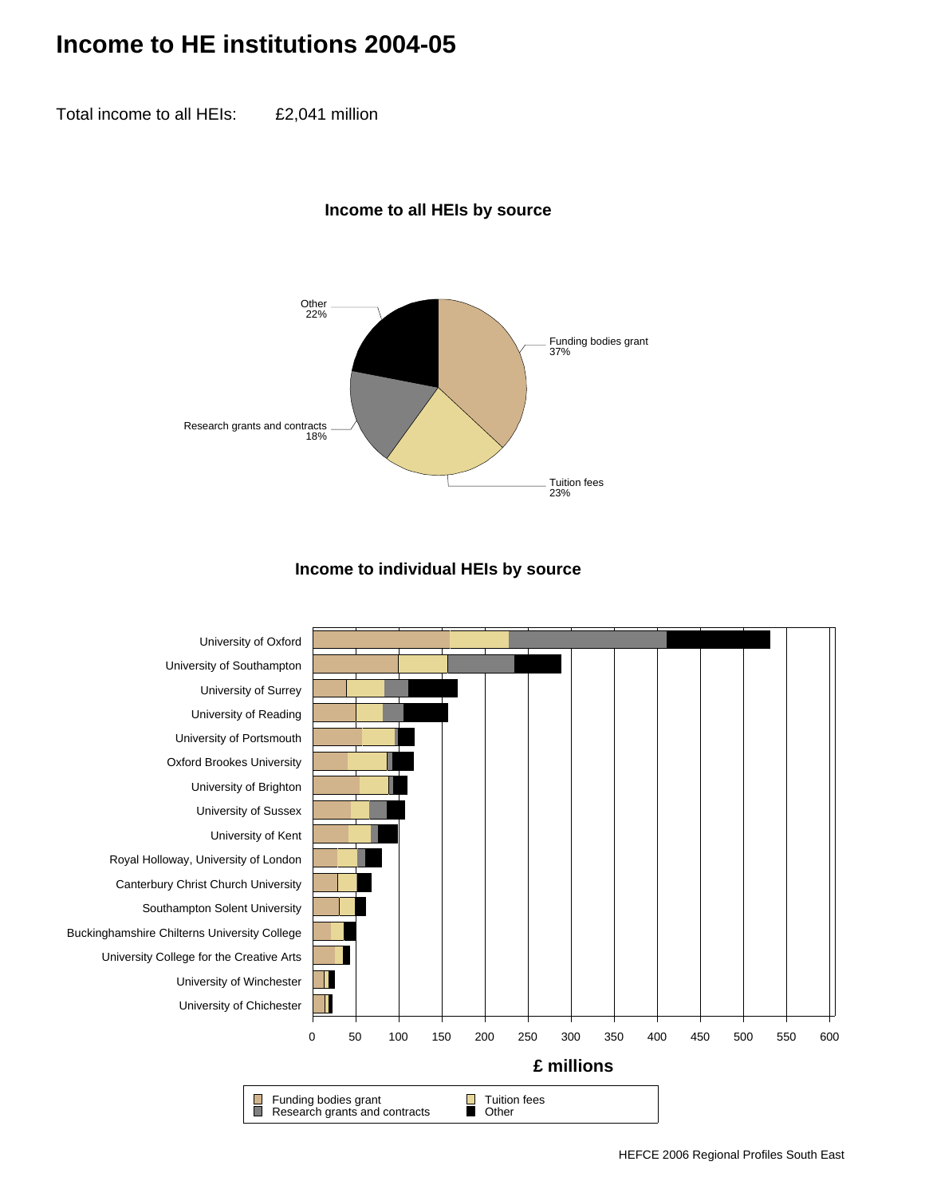# Income to HE institutions 2004-05

Total income to all HEIs: £2,041 million

### Income to all HEIs by source

- Funding bodies grant: 37%
- Tuition fees: 23%
- Research grants and contracts: 18%
- Other: 22%

### Income to individual HEIs by source

University of Oxford
University of Southampton
University of Surrey
University of Reading
University of Portsmouth
Oxford Brookes University
University of Brighton
University of Sussex
University of Kent
Royal Holloway, University of London
Canterbury Christ Church University
Southampton Solent University
Buckinghamshire Chilterns University College
University College for the Creative Arts
University of Winchester
University of Chichester

0 50 100 150 200 250 300 350 400 450 500 550 600

**£ millions**

Funding bodies grant | Tuition fees | Research grants and contracts | Other

HEFCE 2006 Regional Profiles South East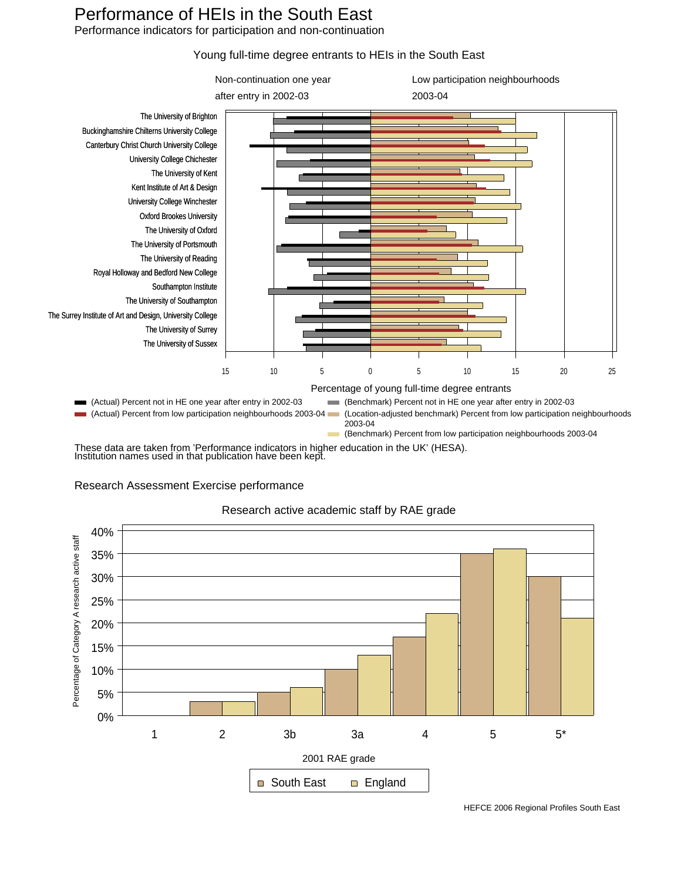# Performance of HEIs in the South East

Performance indicators for participation and non-continuation

Young full-time degree entrants to HEIs in the South East

Non-continuation one year after entry in 2002-03

Low participation neighbourhoods 2003-04

The University of Brighton
Buckinghamshire Chilterns University College
Canterbury Christ Church University College
University College Chichester
The University of Kent
Kent Institute of Art & Design
University College Winchester
Oxford Brookes University
The University of Oxford
The University of Portsmouth
The University of Reading
Royal Holloway and Bedford New College
Southampton Institute
The University of Southampton
The Surrey Institute of Art and Design, University College
The University of Surrey
The University of Sussex

15 10 5 0 5 10 15 20 25

Percentage of young full-time degree entrants

- (Actual) Percent not in HE one year after entry in 2002-03
- (Benchmark) Percent not in HE one year after entry in 2002-03
- (Actual) Percent from low participation neighbourhoods 2003-04
- (Location-adjusted benchmark) Percent from low participation neighbourhoods 2003-04
- (Benchmark) Percent from low participation neighbourhoods 2003-04

These data are taken from 'Performance indicators in higher education in the UK' (HESA). Institution names used in that publication have been kept.

## Research Assessment Exercise performance

Research active academic staff by RAE grade

Percentage of Category A research active staff

2001 RAE grade

South East England

HEFCE 2006 Regional Profiles South East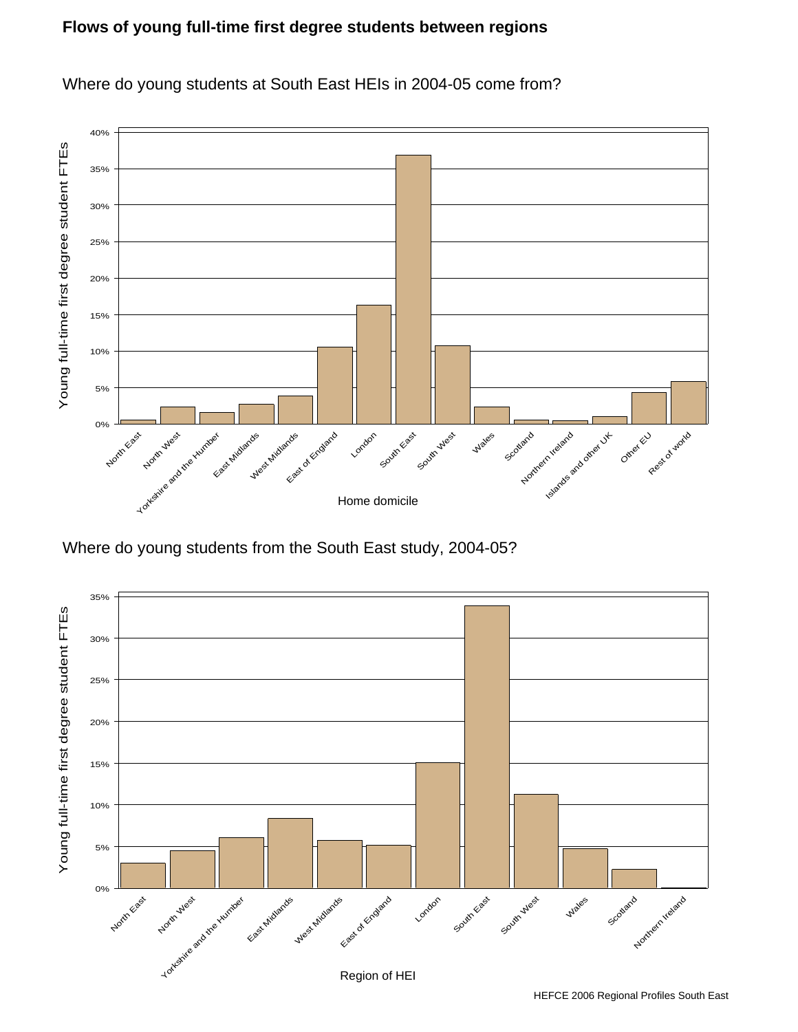# Flows of young full-time first degree students between regions

Where do young students at South East HEIs in 2004-05 come from?

Young full-time first degree student FTEs

0% 5% 10% 15% 20% 25% 30% 35% 40%

North East, North West, Yorkshire and the Humber, East Midlands, West Midlands, East of England, London, South East, South West, Wales, Scotland, Northern Ireland, Islands and other UK, Other EU, Rest of world

Home domicile

Where do young students from the South East study, 2004-05?

Young full-time first degree student FTEs

0% 5% 10% 15% 20% 25% 30% 35%

North East, North West, Yorkshire and the Humber, East Midlands, West Midlands, East of England, London, South East, South West, Wales, Scotland, Northern Ireland

Region of HEI

HEFCE 2006 Regional Profiles South East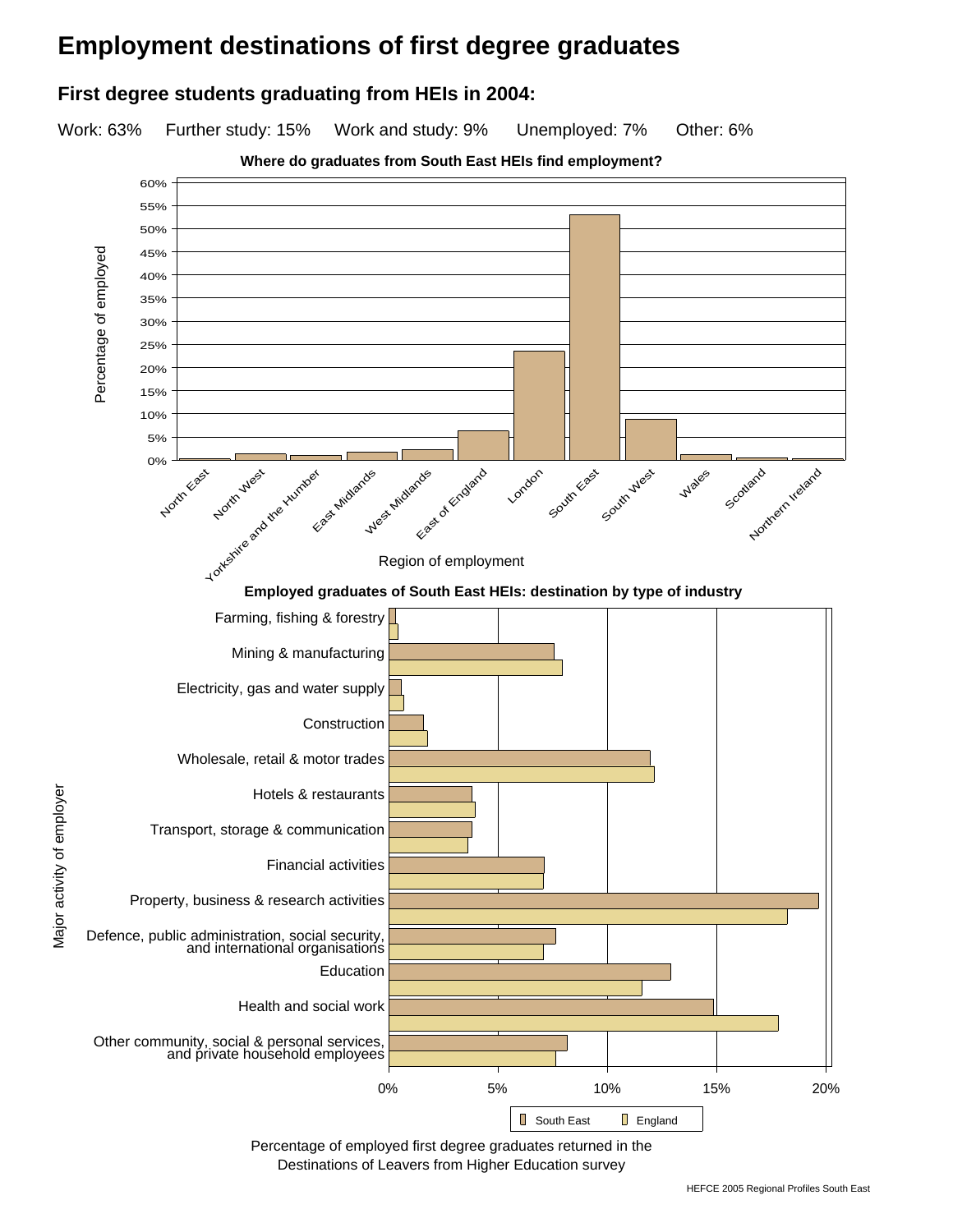# Employment destinations of first degree graduates

## First degree students graduating from HEIs in 2004:

Work: 63% Further study: 15% Work and study: 9% Unemployed: 7% Other: 6%

**Where do graduates from South East HEIs find employment?**

Percentage of employed

Region of employment: North East, North West, Yorkshire and the Humber, East Midlands, West Midlands, East of England, London, South East, South West, Wales, Scotland, Northern Ireland

**Employed graduates of South East HEIs: destination by type of industry**

Major activity of employer: Farming, fishing & forestry; Mining & manufacturing; Electricity, gas and water supply; Construction; Wholesale, retail & motor trades; Hotels & restaurants; Transport, storage & communication; Financial activities; Property, business & research activities; Defence, public administration, social security, and international organisations; Education; Health and social work; Other community, social & personal services, and private household employees

Legend: South East, England

Percentage of employed first degree graduates returned in the Destinations of Leavers from Higher Education survey

HEFCE 2005 Regional Profiles South East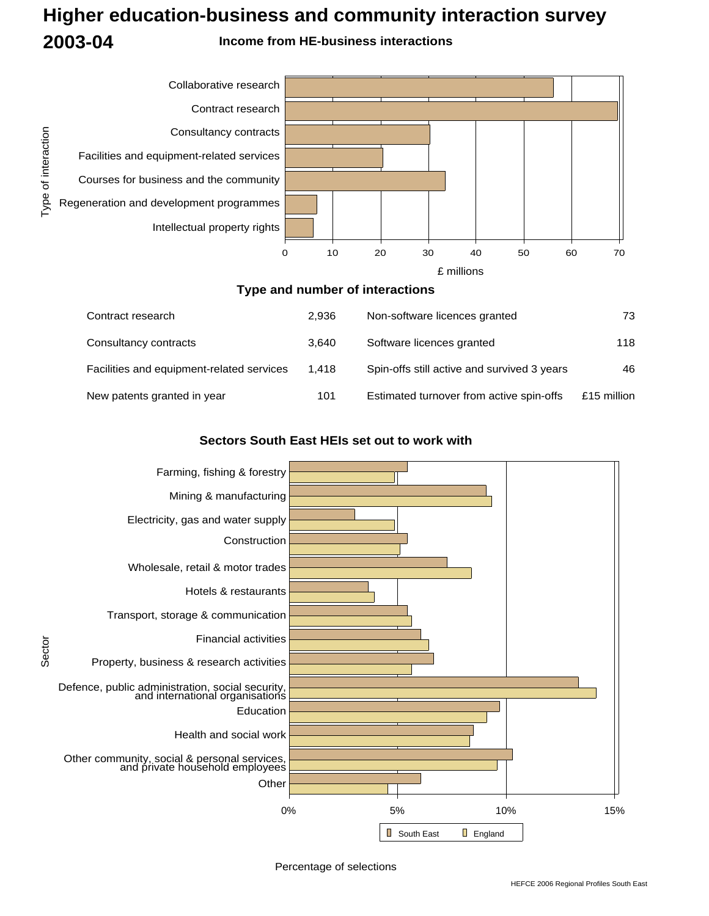# Higher education-business and community interaction survey 2003-04

## Income from HE-business interactions

Type of interaction (£ millions):

- Collaborative research
- Contract research
- Consultancy contracts
- Facilities and equipment-related services
- Courses for business and the community
- Regeneration and development programmes
- Intellectual property rights

£ millions

## Type and number of interactions

| | | | |
|---|---|---|---|
| Contract research | 2,936 | Non-software licences granted | 73 |
| Consultancy contracts | 3,640 | Software licences granted | 118 |
| Facilities and equipment-related services | 1,418 | Spin-offs still active and survived 3 years | 46 |
| New patents granted in year | 101 | Estimated turnover from active spin-offs | £15 million |

## Sectors South East HEIs set out to work with

Sector:

- Farming, fishing & forestry
- Mining & manufacturing
- Electricity, gas and water supply
- Construction
- Wholesale, retail & motor trades
- Hotels & restaurants
- Transport, storage & communication
- Financial activities
- Property, business & research activities
- Defence, public administration, social security, and international organisations
- Education
- Health and social work
- Other community, social & personal services, and private household employees
- Other

South East / England

Percentage of selections

HEFCE 2006 Regional Profiles South East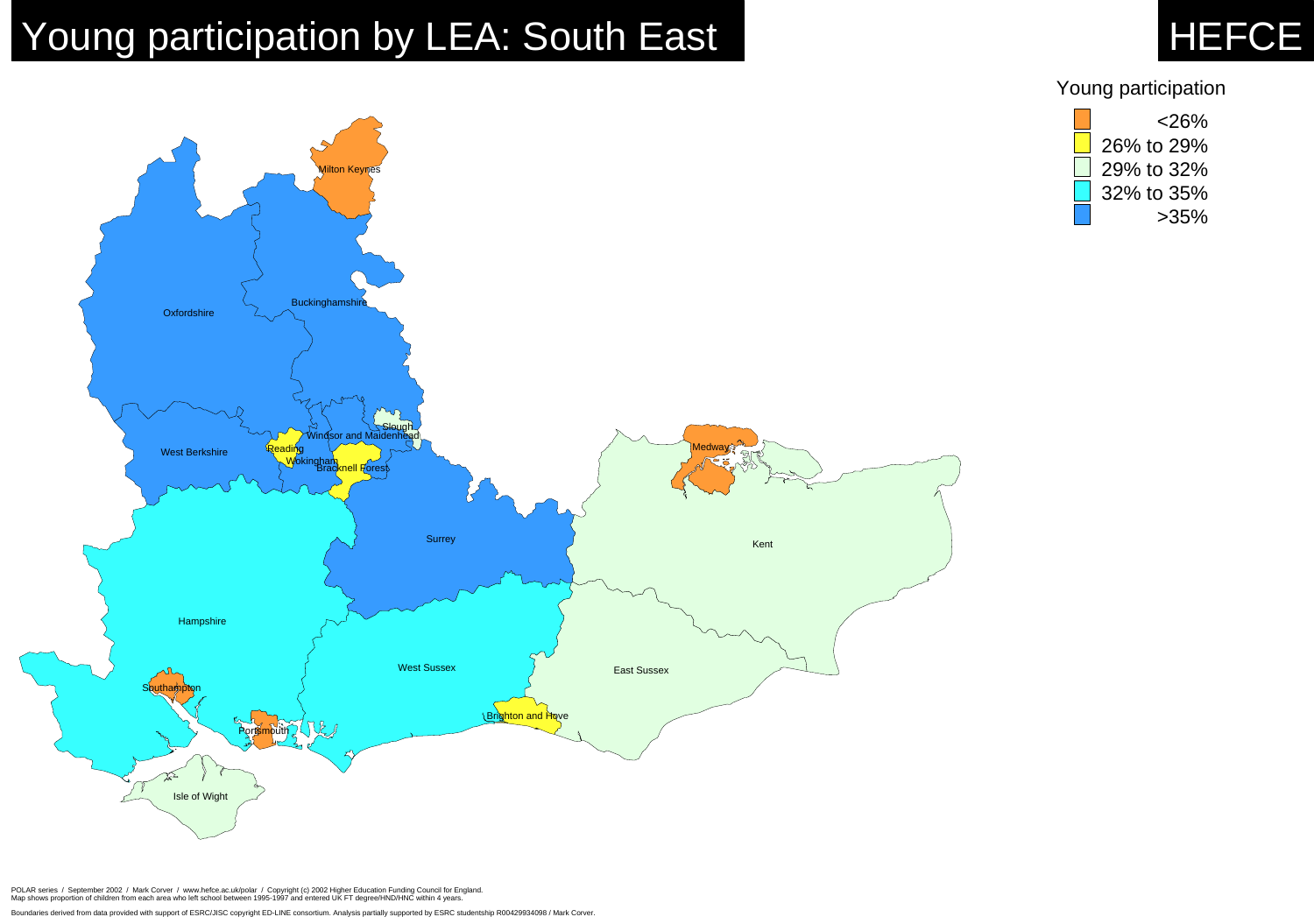# Young participation by LEA: South East

HEFCE

Young participation

- <26%
- 26% to 29%
- 29% to 32%
- 32% to 35%
- >35%

Milton Keynes
Oxfordshire
Buckinghamshire
Slough
Windsor and Maidenhead
Reading
West Berkshire
Wokingham
Bracknell Forest
Medway
Surrey
Kent
Hampshire
West Sussex
East Sussex
Southampton
Brighton and Hove
Portsmouth
Isle of Wight

POLAR series / September 2002 / Mark Corver / www.hefce.ac.uk/polar / Copyright (c) 2002 Higher Education Funding Council for England.
Map shows proportion of children from each area who left school between 1995-1997 and entered UK FT degree/HND/HNC within 4 years.

Boundaries derived from data provided with support of ESRC/JISC copyright ED-LINE consortium. Analysis partially supported by ESRC studentship R00429934098 / Mark Corver.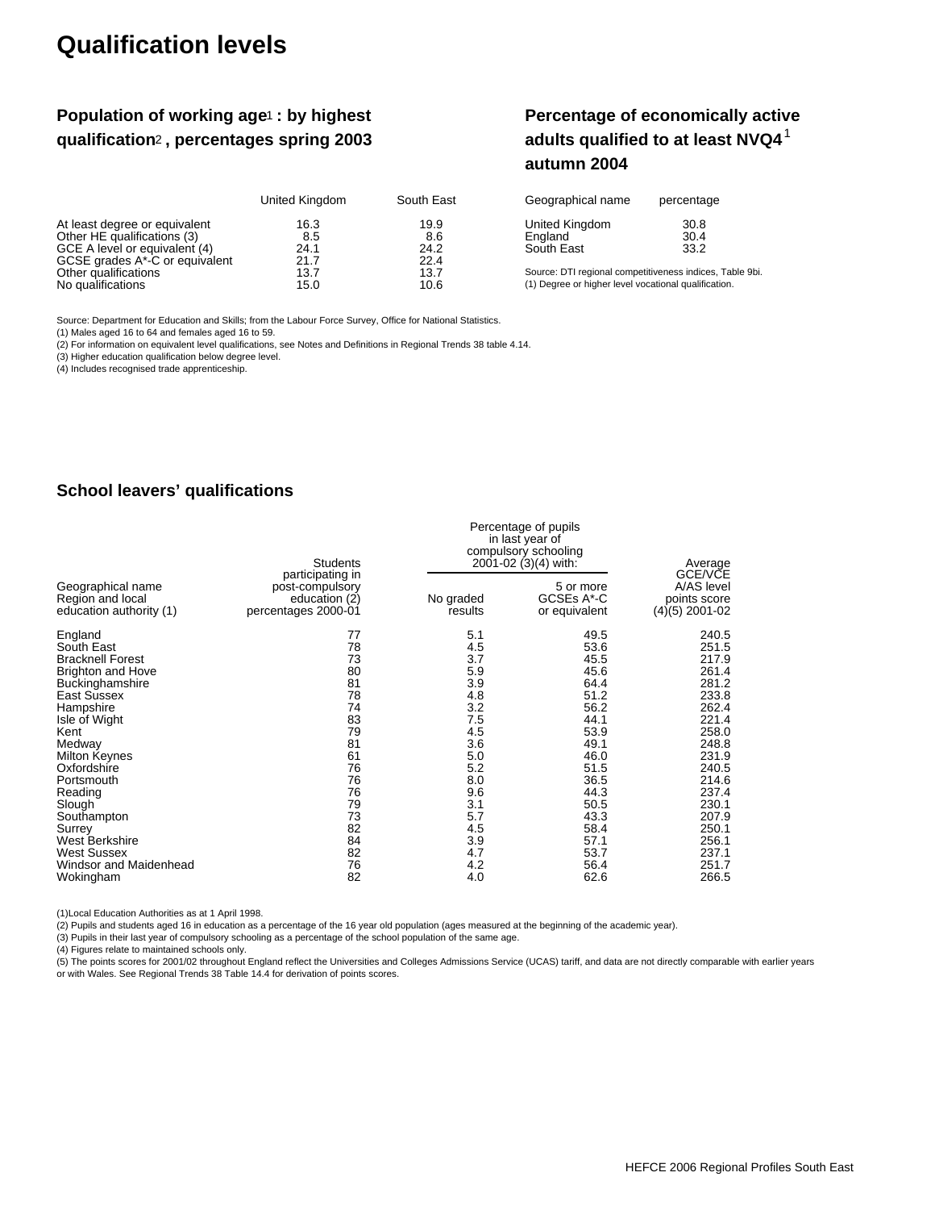# Qualification levels

## Population of working age[1] : by highest qualification[2] , percentages spring 2003

| | United Kingdom | South East |
|---|---|---|
| At least degree or equivalent | 16.3 | 19.9 |
| Other HE qualifications (3) | 8.5 | 8.6 |
| GCE A level or equivalent (4) | 24.1 | 24.2 |
| GCSE grades A*-C or equivalent | 21.7 | 22.4 |
| Other qualifications | 13.7 | 13.7 |
| No qualifications | 15.0 | 10.6 |

Source: Department for Education and Skills; from the Labour Force Survey, Office for National Statistics.
(1) Males aged 16 to 64 and females aged 16 to 59.
(2) For information on equivalent level qualifications, see Notes and Definitions in Regional Trends 38 table 4.14.
(3) Higher education qualification below degree level.
(4) Includes recognised trade apprenticeship.

## Percentage of economically active adults qualified to at least NVQ4[1] autumn 2004

| Geographical name | percentage |
|---|---|
| United Kingdom | 30.8 |
| England | 30.4 |
| South East | 33.2 |

Source: DTI regional competitiveness indices, Table 9bi.
(1) Degree or higher level vocational qualification.

## School leavers' qualifications

| Geographical name Region and local education authority (1) | Students participating in post-compulsory education (2) percentages 2000-01 | Percentage of pupils in last year of compulsory schooling 2001-02 (3)(4) with: No graded results | 5 or more GCSEs A*-C or equivalent | Average GCE/VCE A/AS level points score (4)(5) 2001-02 |
|---|---|---|---|---|
| England | 77 | 5.1 | 49.5 | 240.5 |
| South East | 78 | 4.5 | 53.6 | 251.5 |
| Bracknell Forest | 73 | 3.7 | 45.5 | 217.9 |
| Brighton and Hove | 80 | 5.9 | 45.6 | 261.4 |
| Buckinghamshire | 81 | 3.9 | 64.4 | 281.2 |
| East Sussex | 78 | 4.8 | 51.2 | 233.8 |
| Hampshire | 74 | 3.2 | 56.2 | 262.4 |
| Isle of Wight | 83 | 7.5 | 44.1 | 221.4 |
| Kent | 79 | 4.5 | 53.9 | 258.0 |
| Medway | 81 | 3.6 | 49.1 | 248.8 |
| Milton Keynes | 61 | 5.0 | 46.0 | 231.9 |
| Oxfordshire | 76 | 5.2 | 51.5 | 240.5 |
| Portsmouth | 76 | 8.0 | 36.5 | 214.6 |
| Reading | 76 | 9.6 | 44.3 | 237.4 |
| Slough | 79 | 3.1 | 50.5 | 230.1 |
| Southampton | 73 | 5.7 | 43.3 | 207.9 |
| Surrey | 82 | 4.5 | 58.4 | 250.1 |
| West Berkshire | 84 | 3.9 | 57.1 | 256.1 |
| West Sussex | 82 | 4.7 | 53.7 | 237.1 |
| Windsor and Maidenhead | 76 | 4.2 | 56.4 | 251.7 |
| Wokingham | 82 | 4.0 | 62.6 | 266.5 |

(1)Local Education Authorities as at 1 April 1998.
(2) Pupils and students aged 16 in education as a percentage of the 16 year old population (ages measured at the beginning of the academic year).
(3) Pupils in their last year of compulsory schooling as a percentage of the school population of the same age.
(4) Figures relate to maintained schools only.
(5) The points scores for 2001/02 throughout England reflect the Universities and Colleges Admissions Service (UCAS) tariff, and data are not directly comparable with earlier years or with Wales. See Regional Trends 38 Table 14.4 for derivation of points scores.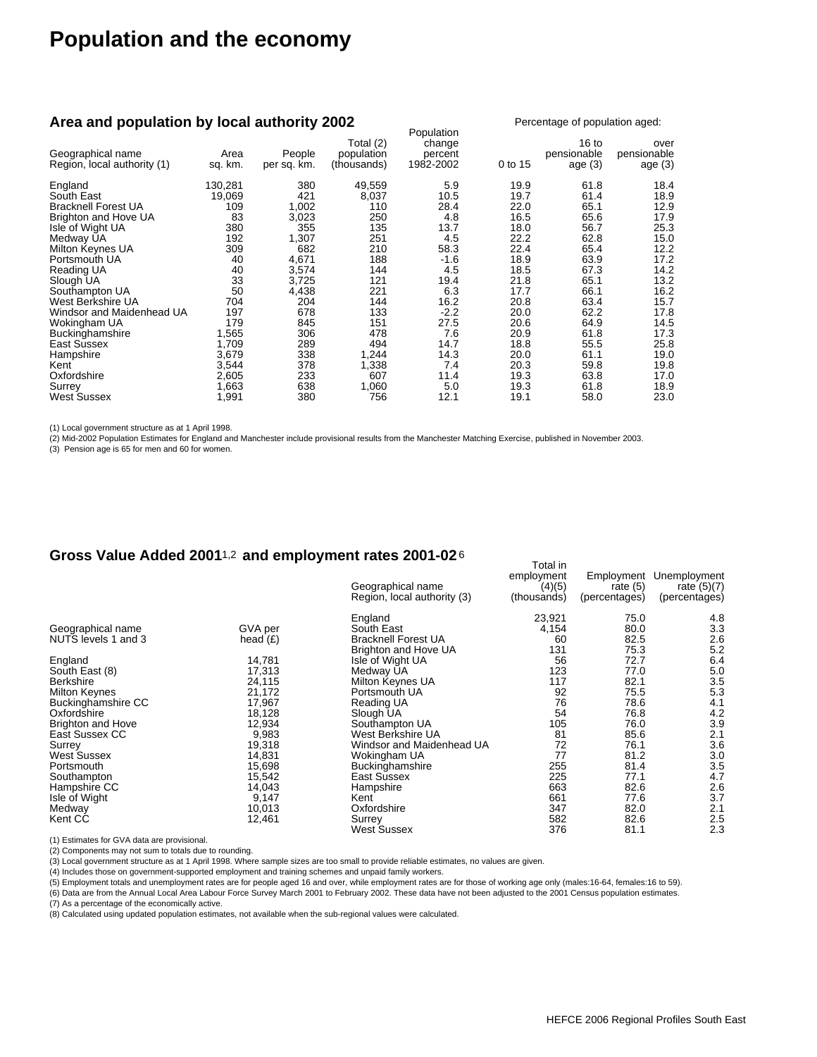# Population and the economy

## Area and population by local authority 2002

| Geographical name<br>Region, local authority (1) | Area<br>sq. km. | People<br>per sq. km. | Total (2)<br>population<br>(thousands) | Population<br>change<br>percent<br>1982-2002 | Percentage of population aged:<br>0 to 15 | 16 to<br>pensionable<br>age (3) | over<br>pensionable<br>age (3) |
|---|---|---|---|---|---|---|---|
| England | 130,281 | 380 | 49,559 | 5.9 | 19.9 | 61.8 | 18.4 |
| South East | 19,069 | 421 | 8,037 | 10.5 | 19.7 | 61.4 | 18.9 |
| Bracknell Forest UA | 109 | 1,002 | 110 | 28.4 | 22.0 | 65.1 | 12.9 |
| Brighton and Hove UA | 83 | 3,023 | 250 | 4.8 | 16.5 | 65.6 | 17.9 |
| Isle of Wight UA | 380 | 355 | 135 | 13.7 | 18.0 | 56.7 | 25.3 |
| Medway UA | 192 | 1,307 | 251 | 4.5 | 22.2 | 62.8 | 15.0 |
| Milton Keynes UA | 309 | 682 | 210 | 58.3 | 22.4 | 65.4 | 12.2 |
| Portsmouth UA | 40 | 4,671 | 188 | -1.6 | 18.9 | 63.9 | 17.2 |
| Reading UA | 40 | 3,574 | 144 | 4.5 | 18.5 | 67.3 | 14.2 |
| Slough UA | 33 | 3,725 | 121 | 19.4 | 21.8 | 65.1 | 13.2 |
| Southampton UA | 50 | 4,438 | 221 | 6.3 | 17.7 | 66.1 | 16.2 |
| West Berkshire UA | 704 | 204 | 144 | 16.2 | 20.8 | 63.4 | 15.7 |
| Windsor and Maidenhead UA | 197 | 678 | 133 | -2.2 | 20.0 | 62.2 | 17.8 |
| Wokingham UA | 179 | 845 | 151 | 27.5 | 20.6 | 64.9 | 14.5 |
| Buckinghamshire | 1,565 | 306 | 478 | 7.6 | 20.9 | 61.8 | 17.3 |
| East Sussex | 1,709 | 289 | 494 | 14.7 | 18.8 | 55.5 | 25.8 |
| Hampshire | 3,679 | 338 | 1,244 | 14.3 | 20.0 | 61.1 | 19.0 |
| Kent | 3,544 | 378 | 1,338 | 7.4 | 20.3 | 59.8 | 19.8 |
| Oxfordshire | 2,605 | 233 | 607 | 11.4 | 19.3 | 63.8 | 17.0 |
| Surrey | 1,663 | 638 | 1,060 | 5.0 | 19.3 | 61.8 | 18.9 |
| West Sussex | 1,991 | 380 | 756 | 12.1 | 19.1 | 58.0 | 23.0 |

(1) Local government structure as at 1 April 1998.
(2) Mid-2002 Population Estimates for England and Manchester include provisional results from the Manchester Matching Exercise, published in November 2003.
(3) Pension age is 65 for men and 60 for women.

## Gross Value Added 2001[1,2] and employment rates 2001-02[6]

| Geographical name<br>NUTS levels 1 and 3 | GVA per<br>head (£) |
|---|---|
| England | 14,781 |
| South East (8) | 17,313 |
| Berkshire | 24,115 |
| Milton Keynes | 21,172 |
| Buckinghamshire CC | 17,967 |
| Oxfordshire | 18,128 |
| Brighton and Hove | 12,934 |
| East Sussex CC | 9,983 |
| Surrey | 19,318 |
| West Sussex | 14,831 |
| Portsmouth | 15,698 |
| Southampton | 15,542 |
| Hampshire CC | 14,043 |
| Isle of Wight | 9,147 |
| Medway | 10,013 |
| Kent CC | 12,461 |

| Geographical name<br>Region, local authority (3) | Total in<br>employment<br>(4)(5)<br>(thousands) | Employment<br>rate (5)<br>(percentages) | Unemployment<br>rate (5)(7)<br>(percentages) |
|---|---|---|---|
| England | 23,921 | 75.0 | 4.8 |
| South East | 4,154 | 80.0 | 3.3 |
| Bracknell Forest UA | 60 | 82.5 | 2.6 |
| Brighton and Hove UA | 131 | 75.3 | 5.2 |
| Isle of Wight UA | 56 | 72.7 | 6.4 |
| Medway UA | 123 | 77.0 | 5.0 |
| Milton Keynes UA | 117 | 82.1 | 3.5 |
| Portsmouth UA | 92 | 75.5 | 5.3 |
| Reading UA | 76 | 78.6 | 4.1 |
| Slough UA | 54 | 76.8 | 4.2 |
| Southampton UA | 105 | 76.0 | 3.9 |
| West Berkshire UA | 81 | 85.6 | 2.1 |
| Windsor and Maidenhead UA | 72 | 76.1 | 3.6 |
| Wokingham UA | 77 | 81.2 | 3.0 |
| Buckinghamshire | 255 | 81.4 | 3.5 |
| East Sussex | 225 | 77.1 | 4.7 |
| Hampshire | 663 | 82.6 | 2.6 |
| Kent | 661 | 77.6 | 3.7 |
| Oxfordshire | 347 | 82.0 | 2.1 |
| Surrey | 582 | 82.6 | 2.5 |
| West Sussex | 376 | 81.1 | 2.3 |

(1) Estimates for GVA data are provisional.
(2) Components may not sum to totals due to rounding.
(3) Local government structure as at 1 April 1998. Where sample sizes are too small to provide reliable estimates, no values are given.
(4) Includes those on government-supported employment and training schemes and unpaid family workers.
(5) Employment totals and unemployment rates are for people aged 16 and over, while employment rates are for those of working age only (males:16-64, females:16 to 59).
(6) Data are from the Annual Local Area Labour Force Survey March 2001 to February 2002. These data have not been adjusted to the 2001 Census population estimates.
(7) As a percentage of the economically active.
(8) Calculated using updated population estimates, not available when the sub-regional values were calculated.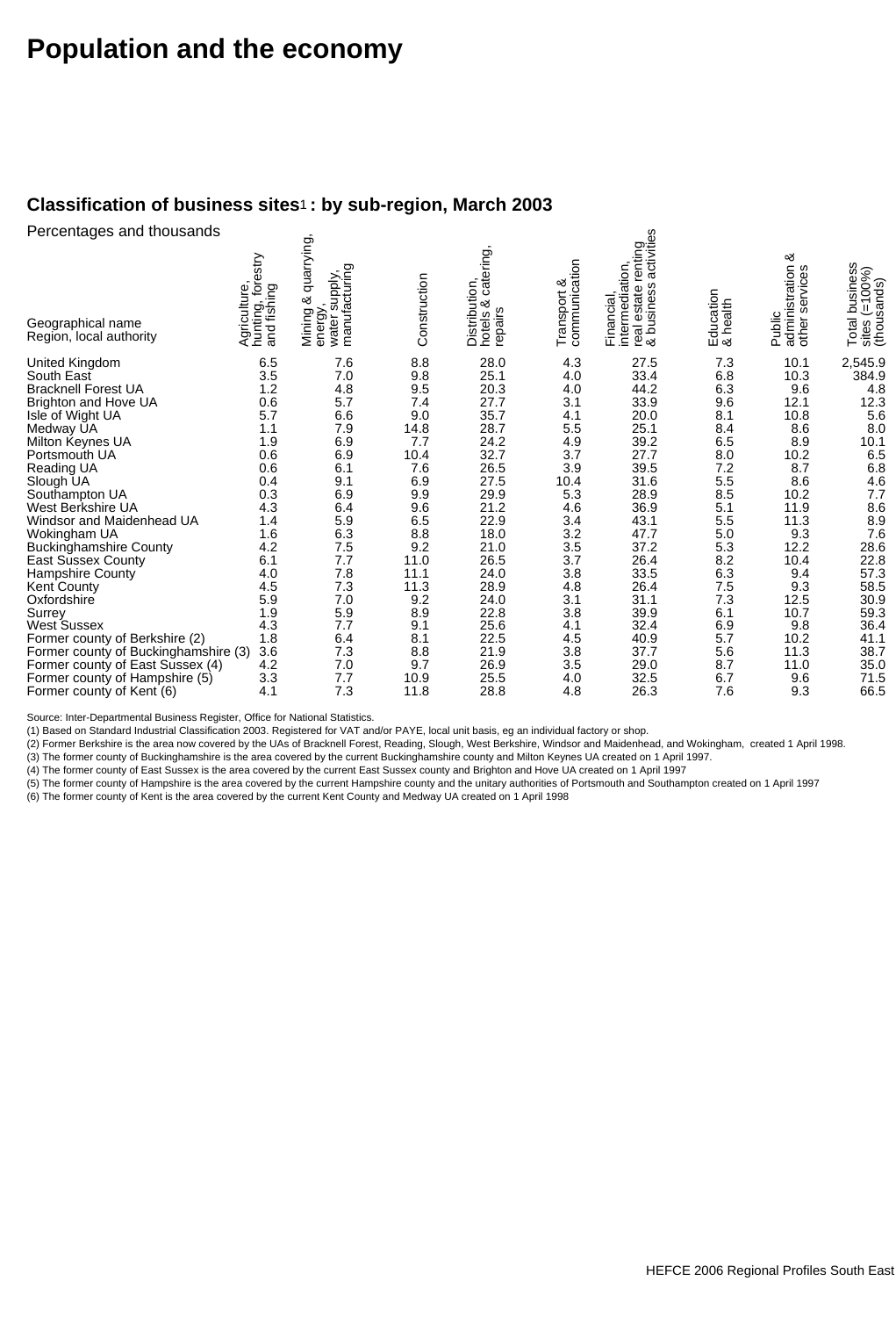# Population and the economy

## Classification of business sites[1] : by sub-region, March 2003

Percentages and thousands

| Geographical name<br>Region, local authority | Agriculture, hunting, forestry and fishing | Mining & quarrying, energy, water supply, manufacturing | Construction | Distribution, hotels & catering, repairs | Transport & communication | Financial, intermediation, real estate renting & business activities | Education & health | Public administration & other services | Total business sites (=100%) (thousands) |
|---|---|---|---|---|---|---|---|---|---|
| United Kingdom | 6.5 | 7.6 | 8.8 | 28.0 | 4.3 | 27.5 | 7.3 | 10.1 | 2,545.9 |
| South East | 3.5 | 7.0 | 9.8 | 25.1 | 4.0 | 33.4 | 6.8 | 10.3 | 384.9 |
| Bracknell Forest UA | 1.2 | 4.8 | 9.5 | 20.3 | 4.0 | 44.2 | 6.3 | 9.6 | 4.8 |
| Brighton and Hove UA | 0.6 | 5.7 | 7.4 | 27.7 | 3.1 | 33.9 | 9.6 | 12.1 | 12.3 |
| Isle of Wight UA | 5.7 | 6.6 | 9.0 | 35.7 | 4.1 | 20.0 | 8.1 | 10.8 | 5.6 |
| Medway UA | 1.1 | 7.9 | 14.8 | 28.7 | 5.5 | 25.1 | 8.4 | 8.6 | 8.0 |
| Milton Keynes UA | 1.9 | 6.9 | 7.7 | 24.2 | 4.9 | 39.2 | 6.5 | 8.9 | 10.1 |
| Portsmouth UA | 0.6 | 6.9 | 10.4 | 32.7 | 3.7 | 27.7 | 8.0 | 10.2 | 6.5 |
| Reading UA | 0.6 | 6.1 | 7.6 | 26.5 | 3.9 | 39.5 | 7.2 | 8.7 | 6.8 |
| Slough UA | 0.4 | 9.1 | 6.9 | 27.5 | 10.4 | 31.6 | 5.5 | 8.6 | 4.6 |
| Southampton UA | 0.3 | 6.9 | 9.9 | 29.9 | 5.3 | 28.9 | 8.5 | 10.2 | 7.7 |
| West Berkshire UA | 4.3 | 6.4 | 9.6 | 21.2 | 4.6 | 36.9 | 5.1 | 11.9 | 8.6 |
| Windsor and Maidenhead UA | 1.4 | 5.9 | 6.5 | 22.9 | 3.4 | 43.1 | 5.5 | 11.3 | 8.9 |
| Wokingham UA | 1.6 | 6.3 | 8.8 | 18.0 | 3.2 | 47.7 | 5.0 | 9.3 | 7.6 |
| Buckinghamshire County | 4.2 | 7.5 | 9.2 | 21.0 | 3.5 | 37.2 | 5.3 | 12.2 | 28.6 |
| East Sussex County | 6.1 | 7.7 | 11.0 | 26.5 | 3.7 | 26.4 | 8.2 | 10.4 | 22.8 |
| Hampshire County | 4.0 | 7.8 | 11.1 | 24.0 | 3.8 | 33.5 | 6.3 | 9.4 | 57.3 |
| Kent County | 4.5 | 7.3 | 11.3 | 28.9 | 4.8 | 26.4 | 7.5 | 9.3 | 58.5 |
| Oxfordshire | 5.9 | 7.0 | 9.2 | 24.0 | 3.1 | 31.1 | 7.3 | 12.5 | 30.9 |
| Surrey | 1.9 | 5.9 | 8.9 | 22.8 | 3.8 | 39.9 | 6.1 | 10.7 | 59.3 |
| West Sussex | 4.3 | 7.7 | 9.1 | 25.6 | 4.1 | 32.4 | 6.9 | 9.8 | 36.4 |
| Former county of Berkshire (2) | 1.8 | 6.4 | 8.1 | 22.5 | 4.5 | 40.9 | 5.7 | 10.2 | 41.1 |
| Former county of Buckinghamshire (3) | 3.6 | 7.3 | 8.8 | 21.9 | 3.8 | 37.7 | 5.6 | 11.3 | 38.7 |
| Former county of East Sussex (4) | 4.2 | 7.0 | 9.7 | 26.9 | 3.5 | 29.0 | 8.7 | 11.0 | 35.0 |
| Former county of Hampshire (5) | 3.3 | 7.7 | 10.9 | 25.5 | 4.0 | 32.5 | 6.7 | 9.6 | 71.5 |
| Former county of Kent (6) | 4.1 | 7.3 | 11.8 | 28.8 | 4.8 | 26.3 | 7.6 | 9.3 | 66.5 |

Source: Inter-Departmental Business Register, Office for National Statistics.

(1) Based on Standard Industrial Classification 2003. Registered for VAT and/or PAYE, local unit basis, eg an individual factory or shop.

(2) Former Berkshire is the area now covered by the UAs of Bracknell Forest, Reading, Slough, West Berkshire, Windsor and Maidenhead, and Wokingham, created 1 April 1998.

(3) The former county of Buckinghamshire is the area covered by the current Buckinghamshire county and Milton Keynes UA created on 1 April 1997.

(4) The former county of East Sussex is the area covered by the current East Sussex county and Brighton and Hove UA created on 1 April 1997

(5) The former county of Hampshire is the area covered by the current Hampshire county and the unitary authorities of Portsmouth and Southampton created on 1 April 1997

(6) The former county of Kent is the area covered by the current Kent County and Medway UA created on 1 April 1998